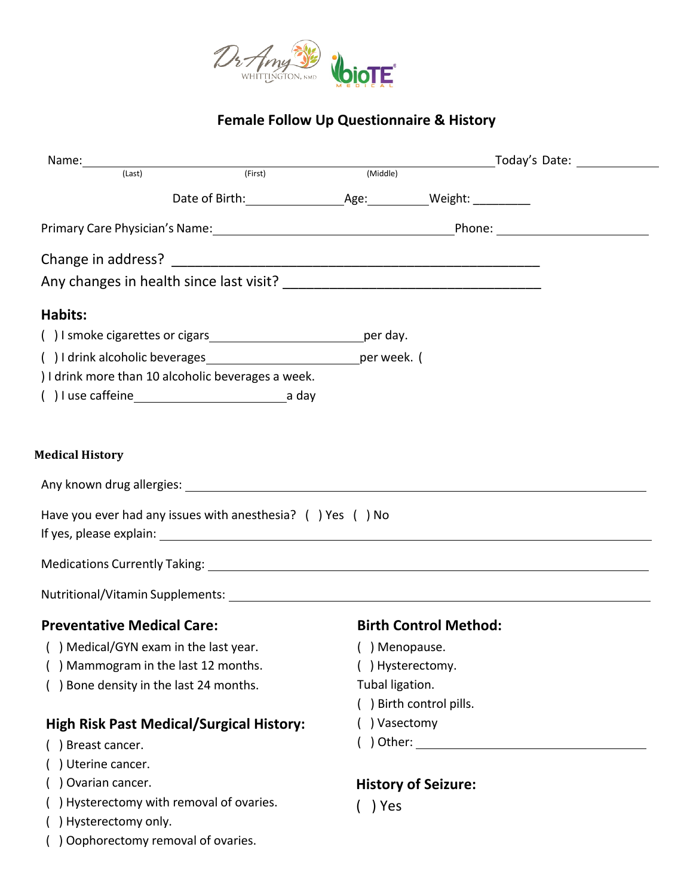# Female Follow Up Questionnaire & History

Name: ______________________________________________ Today's Date: ____________
(Last) (First) (Middle)

Date of Birth: ______________ Age: _________ Weight: ________

Primary Care Physician's Name: ____________________________________ Phone: ______________________

Change in address? _____________________________________________

Any changes in health since last visit? ______________________________

## Habits:

( ) I smoke cigarettes or cigars ______________________ per day.

( ) I drink alcoholic beverages ______________________ per week. (

) I drink more than 10 alcoholic beverages a week.

( ) I use caffeine ______________________ a day

### Medical History

Any known drug allergies: ____________________________________________________________

Have you ever had any issues with anesthesia? ( ) Yes ( ) No

If yes, please explain: ______________________________________________________________

Medications Currently Taking: _________________________________________________________

Nutritional/Vitamin Supplements: ______________________________________________________

## Preventative Medical Care:

( ) Medical/GYN exam in the last year.

( ) Mammogram in the last 12 months.

( ) Bone density in the last 24 months.

## High Risk Past Medical/Surgical History:

( ) Breast cancer.

( ) Uterine cancer.

( ) Ovarian cancer.

( ) Hysterectomy with removal of ovaries.

( ) Hysterectomy only.

( ) Oophorectomy removal of ovaries.

## Birth Control Method:

( ) Menopause.

( ) Hysterectomy.

Tubal ligation.

( ) Birth control pills.

( ) Vasectomy

( ) Other: ______________________________

## History of Seizure:

( ) Yes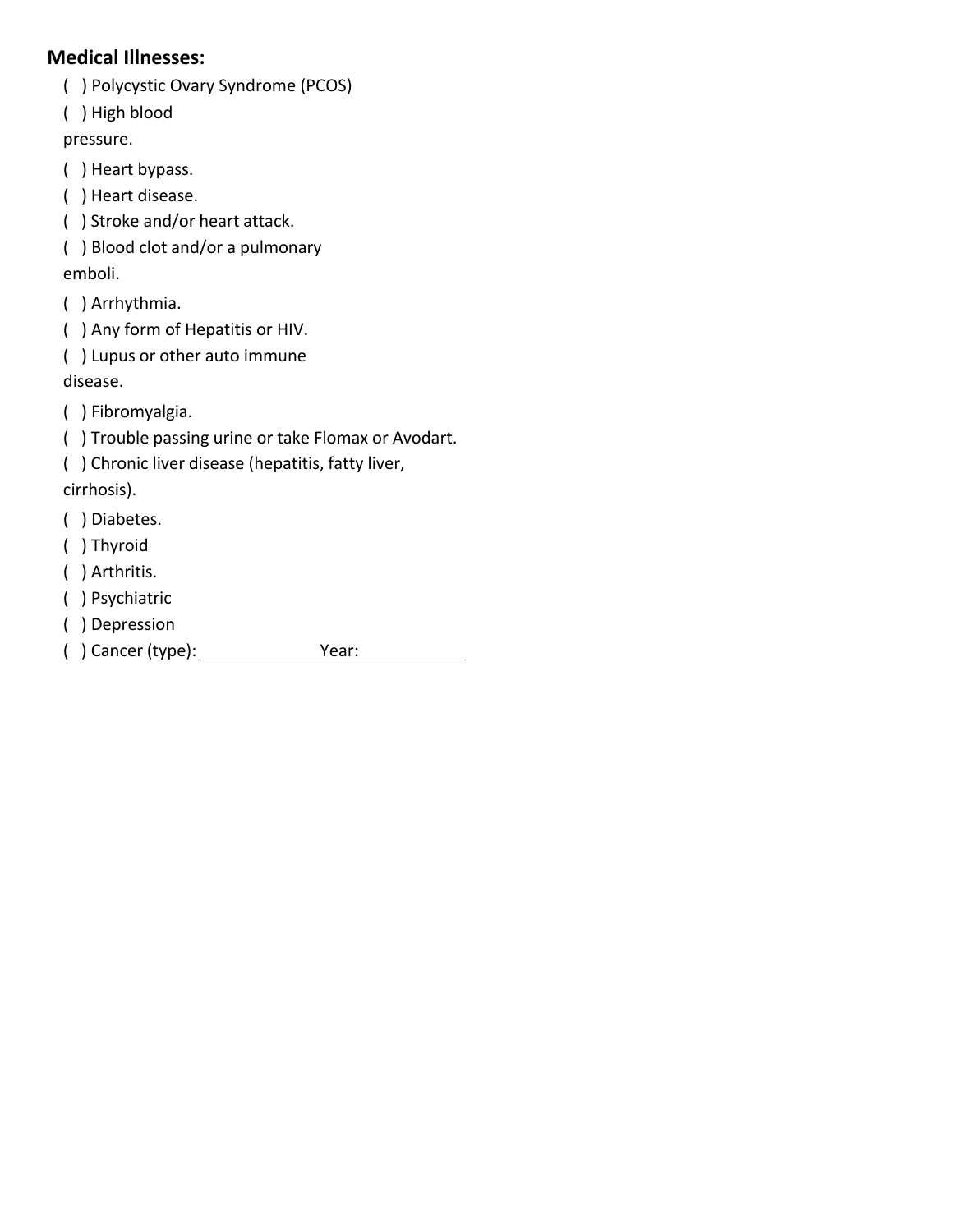**Medical Illnesses:**

( ) Polycystic Ovary Syndrome (PCOS)

( ) High blood pressure.

( ) Heart bypass.

( ) Heart disease.

( ) Stroke and/or heart attack.

( ) Blood clot and/or a pulmonary emboli.

( ) Arrhythmia.

( ) Any form of Hepatitis or HIV.

( ) Lupus or other auto immune disease.

( ) Fibromyalgia.

( ) Trouble passing urine or take Flomax or Avodart.

( ) Chronic liver disease (hepatitis, fatty liver, cirrhosis).

( ) Diabetes.

( ) Thyroid

( ) Arthritis.

( ) Psychiatric

( ) Depression

( ) Cancer (type): ______________ Year: ____________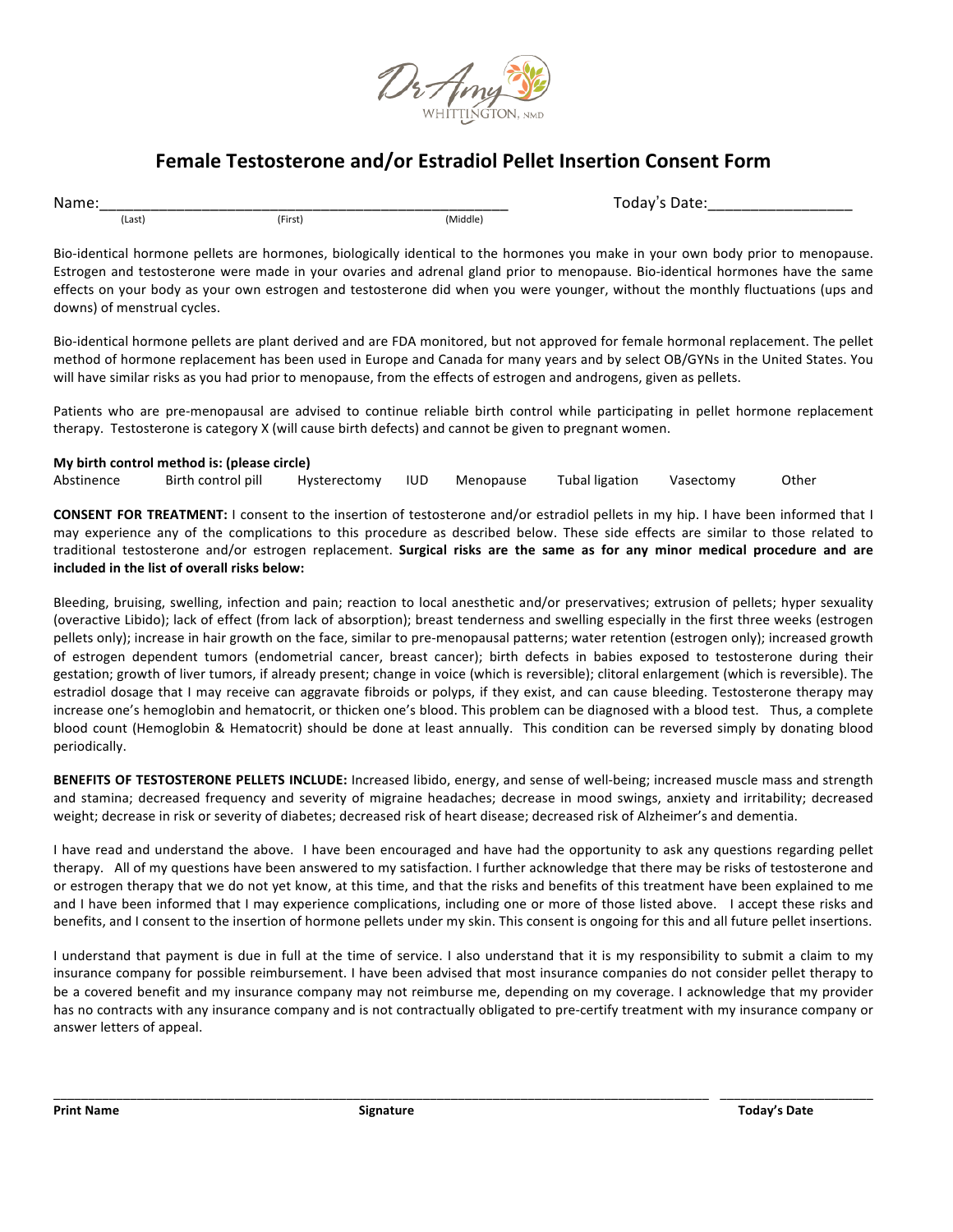Dr Amy
WHITTINGTON, NMD

# Female Testosterone and/or Estradiol Pellet Insertion Consent Form

Name:_______________________________________________ Today's Date:_________________
(Last) (First) (Middle)

Bio-identical hormone pellets are hormones, biologically identical to the hormones you make in your own body prior to menopause. Estrogen and testosterone were made in your ovaries and adrenal gland prior to menopause. Bio-identical hormones have the same effects on your body as your own estrogen and testosterone did when you were younger, without the monthly fluctuations (ups and downs) of menstrual cycles.

Bio-identical hormone pellets are plant derived and are FDA monitored, but not approved for female hormonal replacement. The pellet method of hormone replacement has been used in Europe and Canada for many years and by select OB/GYNs in the United States. You will have similar risks as you had prior to menopause, from the effects of estrogen and androgens, given as pellets.

Patients who are pre-menopausal are advised to continue reliable birth control while participating in pellet hormone replacement therapy. Testosterone is category X (will cause birth defects) and cannot be given to pregnant women.

**My birth control method is: (please circle)**

Abstinence  Birth control pill  Hysterectomy  IUD  Menopause  Tubal ligation  Vasectomy  Other

**CONSENT FOR TREATMENT:** I consent to the insertion of testosterone and/or estradiol pellets in my hip. I have been informed that I may experience any of the complications to this procedure as described below. These side effects are similar to those related to traditional testosterone and/or estrogen replacement. **Surgical risks are the same as for any minor medical procedure and are included in the list of overall risks below:**

Bleeding, bruising, swelling, infection and pain; reaction to local anesthetic and/or preservatives; extrusion of pellets; hyper sexuality (overactive Libido); lack of effect (from lack of absorption); breast tenderness and swelling especially in the first three weeks (estrogen pellets only); increase in hair growth on the face, similar to pre-menopausal patterns; water retention (estrogen only); increased growth of estrogen dependent tumors (endometrial cancer, breast cancer); birth defects in babies exposed to testosterone during their gestation; growth of liver tumors, if already present; change in voice (which is reversible); clitoral enlargement (which is reversible). The estradiol dosage that I may receive can aggravate fibroids or polyps, if they exist, and can cause bleeding. Testosterone therapy may increase one's hemoglobin and hematocrit, or thicken one's blood. This problem can be diagnosed with a blood test. Thus, a complete blood count (Hemoglobin & Hematocrit) should be done at least annually. This condition can be reversed simply by donating blood periodically.

**BENEFITS OF TESTOSTERONE PELLETS INCLUDE:** Increased libido, energy, and sense of well-being; increased muscle mass and strength and stamina; decreased frequency and severity of migraine headaches; decrease in mood swings, anxiety and irritability; decreased weight; decrease in risk or severity of diabetes; decreased risk of heart disease; decreased risk of Alzheimer's and dementia.

I have read and understand the above. I have been encouraged and have had the opportunity to ask any questions regarding pellet therapy. All of my questions have been answered to my satisfaction. I further acknowledge that there may be risks of testosterone and or estrogen therapy that we do not yet know, at this time, and that the risks and benefits of this treatment have been explained to me and I have been informed that I may experience complications, including one or more of those listed above. I accept these risks and benefits, and I consent to the insertion of hormone pellets under my skin. This consent is ongoing for this and all future pellet insertions.

I understand that payment is due in full at the time of service. I also understand that it is my responsibility to submit a claim to my insurance company for possible reimbursement. I have been advised that most insurance companies do not consider pellet therapy to be a covered benefit and my insurance company may not reimburse me, depending on my coverage. I acknowledge that my provider has no contracts with any insurance company and is not contractually obligated to pre-certify treatment with my insurance company or answer letters of appeal.

_____________________________________________________________________________ _____________________

**Print Name** **Signature** **Today's Date**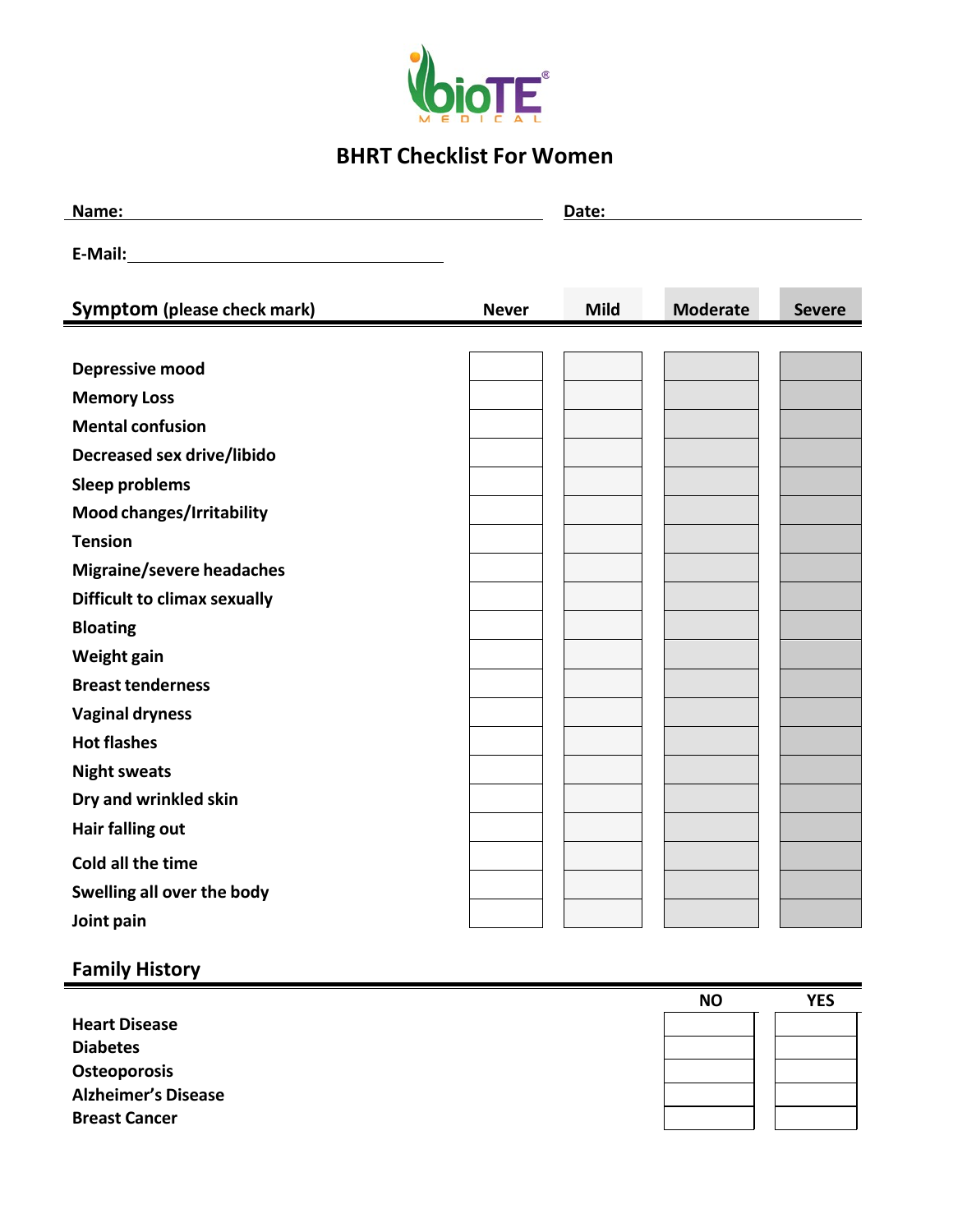# BHRT Checklist For Women

**Name:** ______________________________ **Date:** ______________________

**E-Mail:** ______________________________

| Symptom (please check mark) | Never | Mild | Moderate | Severe |
|---|---|---|---|---|
| Depressive mood | | | | |
| Memory Loss | | | | |
| Mental confusion | | | | |
| Decreased sex drive/libido | | | | |
| Sleep problems | | | | |
| Mood changes/Irritability | | | | |
| Tension | | | | |
| Migraine/severe headaches | | | | |
| Difficult to climax sexually | | | | |
| Bloating | | | | |
| Weight gain | | | | |
| Breast tenderness | | | | |
| Vaginal dryness | | | | |
| Hot flashes | | | | |
| Night sweats | | | | |
| Dry and wrinkled skin | | | | |
| Hair falling out | | | | |
| Cold all the time | | | | |
| Swelling all over the body | | | | |
| Joint pain | | | | |

## Family History

| | NO | YES |
|---|---|---|
| Heart Disease | | |
| Diabetes | | |
| Osteoporosis | | |
| Alzheimer's Disease | | |
| Breast Cancer | | |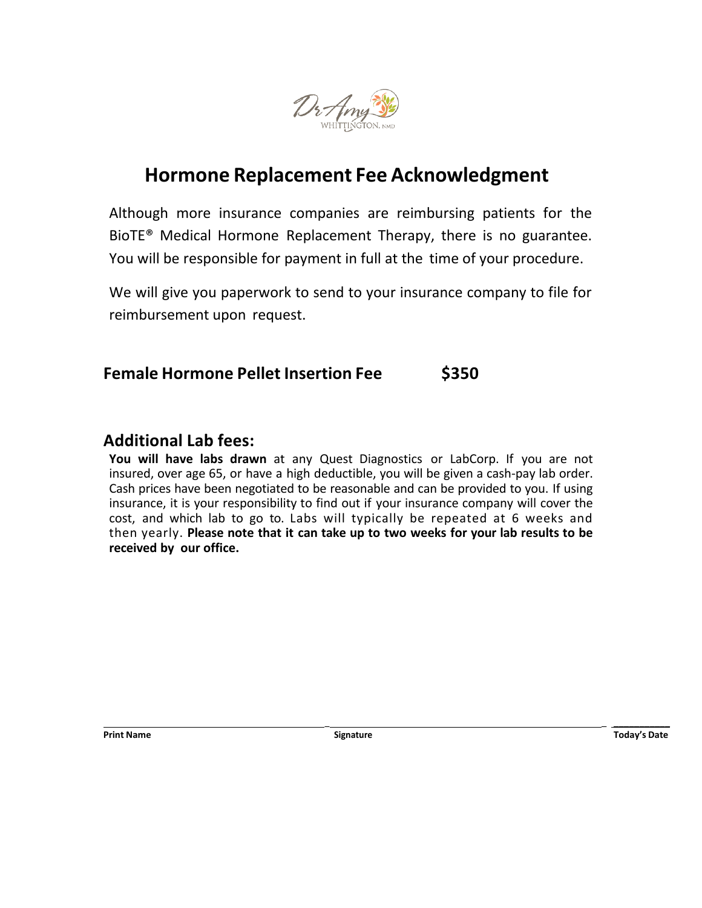Dr Amy WHITTINGTON, NMD

# Hormone Replacement Fee Acknowledgment

Although more insurance companies are reimbursing patients for the BioTE® Medical Hormone Replacement Therapy, there is no guarantee. You will be responsible for payment in full at the time of your procedure.

We will give you paperwork to send to your insurance company to file for reimbursement upon request.

## Female Hormone Pellet Insertion Fee $350

## Additional Lab fees:

**You will have labs drawn** at any Quest Diagnostics or LabCorp. If you are not insured, over age 65, or have a high deductible, you will be given a cash-pay lab order. Cash prices have been negotiated to be reasonable and can be provided to you. If using insurance, it is your responsibility to find out if your insurance company will cover the cost, and which lab to go to. Labs will typically be repeated at 6 weeks and then yearly. **Please note that it can take up to two weeks for your lab results to be received by our office.**

______________________________ ______________________________ ____________

**Print Name** **Signature** **Today's Date**